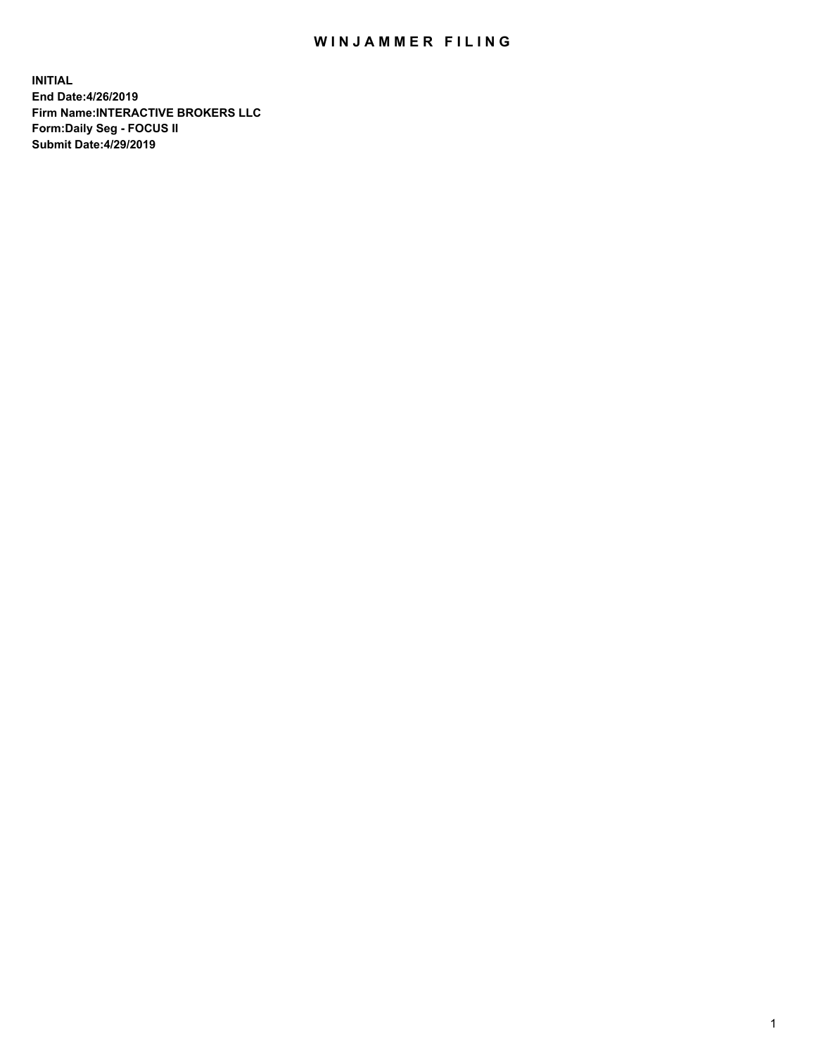# WINJAMMER FILING

**INITIAL**
**End Date:4/26/2019**
**Firm Name:INTERACTIVE BROKERS LLC**
**Form:Daily Seg - FOCUS II**
**Submit Date:4/29/2019**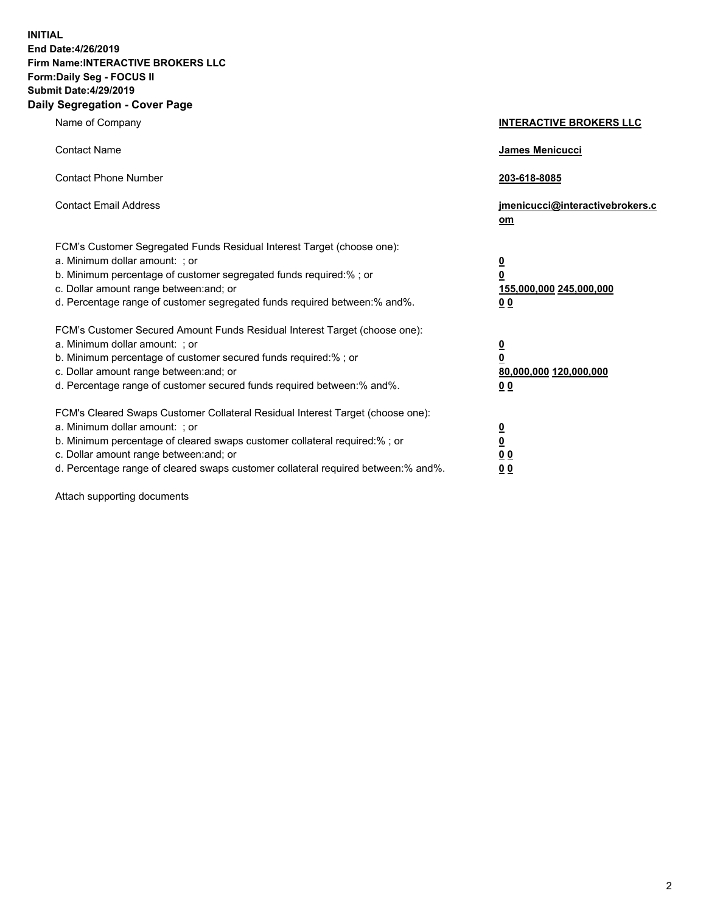**INITIAL**
**End Date:4/26/2019**
**Firm Name:INTERACTIVE BROKERS LLC**
**Form:Daily Seg - FOCUS II**
**Submit Date:4/29/2019**

## Daily Segregation - Cover Page

| | |
|---|---|
| Name of Company | **INTERACTIVE BROKERS LLC** |
| Contact Name | **James Menicucci** |
| Contact Phone Number | **203-618-8085** |
| Contact Email Address | **jmenicucci@interactivebrokers.com** |

FCM's Customer Segregated Funds Residual Interest Target (choose one):

| | |
|---|---|
| a. Minimum dollar amount: ; or | **0** |
| b. Minimum percentage of customer segregated funds required:% ; or | **0** |
| c. Dollar amount range between:and; or | **155,000,000 245,000,000** |
| d. Percentage range of customer segregated funds required between:% and%. | **0 0** |

FCM's Customer Secured Amount Funds Residual Interest Target (choose one):

| | |
|---|---|
| a. Minimum dollar amount: ; or | **0** |
| b. Minimum percentage of customer secured funds required:% ; or | **0** |
| c. Dollar amount range between:and; or | **80,000,000 120,000,000** |
| d. Percentage range of customer secured funds required between:% and%. | **0 0** |

FCM's Cleared Swaps Customer Collateral Residual Interest Target (choose one):

| | |
|---|---|
| a. Minimum dollar amount: ; or | **0** |
| b. Minimum percentage of cleared swaps customer collateral required:% ; or | **0** |
| c. Dollar amount range between:and; or | **0 0** |
| d. Percentage range of cleared swaps customer collateral required between:% and%. | **0 0** |

Attach supporting documents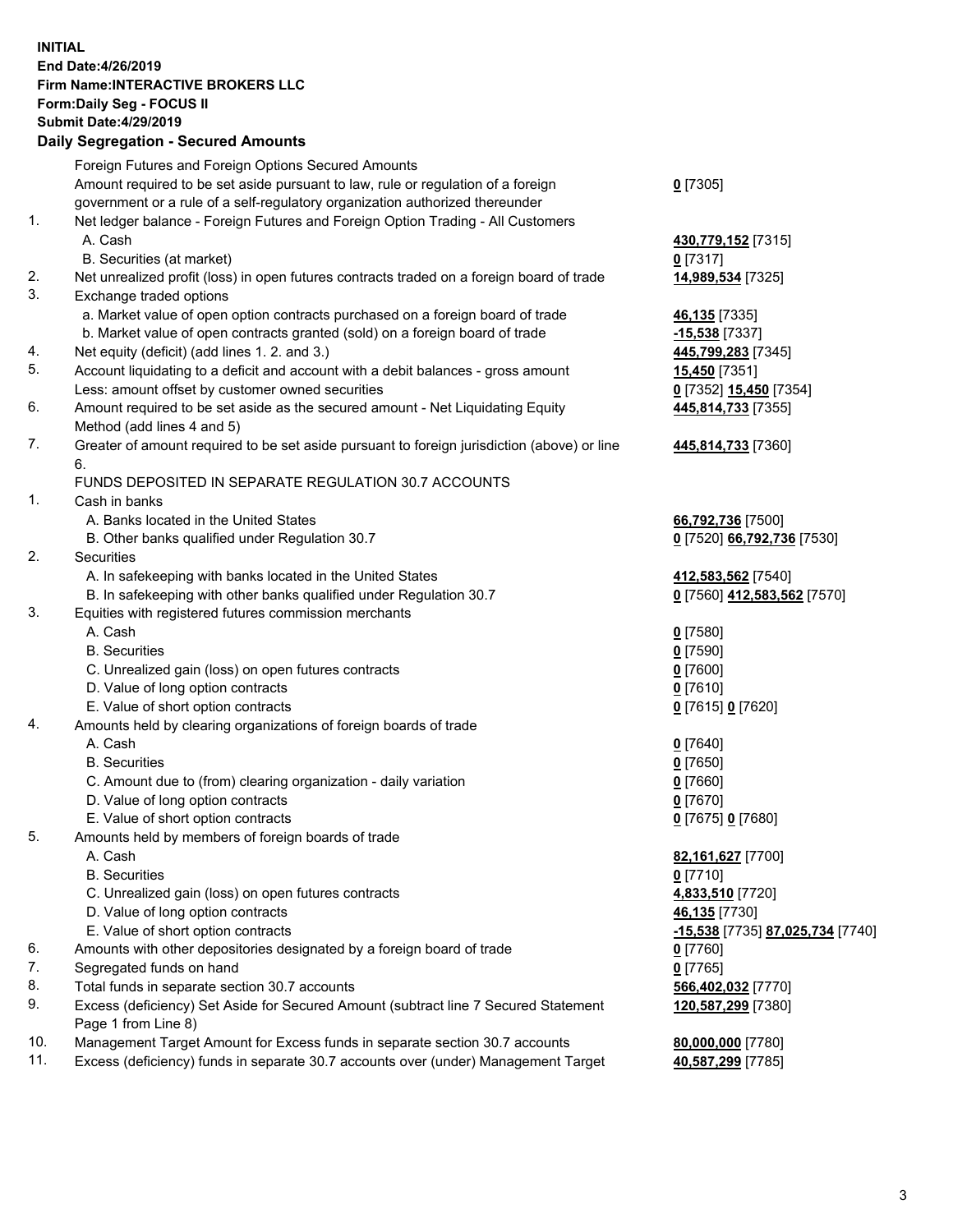**INITIAL**
**End Date:4/26/2019**
**Firm Name:INTERACTIVE BROKERS LLC**
**Form:Daily Seg - FOCUS II**
**Submit Date:4/29/2019**

**Daily Segregation - Secured Amounts**

| | | |
|---|---|---|
| | Foreign Futures and Foreign Options Secured Amounts | |
| | Amount required to be set aside pursuant to law, rule or regulation of a foreign government or a rule of a self-regulatory organization authorized thereunder | **0** [7305] |
| 1. | Net ledger balance - Foreign Futures and Foreign Option Trading - All Customers | |
| | A. Cash | **430,779,152** [7315] |
| | B. Securities (at market) | **0** [7317] |
| 2. | Net unrealized profit (loss) in open futures contracts traded on a foreign board of trade | **14,989,534** [7325] |
| 3. | Exchange traded options | |
| | a. Market value of open option contracts purchased on a foreign board of trade | **46,135** [7335] |
| | b. Market value of open contracts granted (sold) on a foreign board of trade | **-15,538** [7337] |
| 4. | Net equity (deficit) (add lines 1. 2. and 3.) | **445,799,283** [7345] |
| 5. | Account liquidating to a deficit and account with a debit balances - gross amount | **15,450** [7351] |
| | Less: amount offset by customer owned securities | **0** [7352] **15,450** [7354] |
| 6. | Amount required to be set aside as the secured amount - Net Liquidating Equity Method (add lines 4 and 5) | **445,814,733** [7355] |
| 7. | Greater of amount required to be set aside pursuant to foreign jurisdiction (above) or line 6. | **445,814,733** [7360] |
| | FUNDS DEPOSITED IN SEPARATE REGULATION 30.7 ACCOUNTS | |
| 1. | Cash in banks | |
| | A. Banks located in the United States | **66,792,736** [7500] |
| | B. Other banks qualified under Regulation 30.7 | **0** [7520] **66,792,736** [7530] |
| 2. | Securities | |
| | A. In safekeeping with banks located in the United States | **412,583,562** [7540] |
| | B. In safekeeping with other banks qualified under Regulation 30.7 | **0** [7560] **412,583,562** [7570] |
| 3. | Equities with registered futures commission merchants | |
| | A. Cash | **0** [7580] |
| | B. Securities | **0** [7590] |
| | C. Unrealized gain (loss) on open futures contracts | **0** [7600] |
| | D. Value of long option contracts | **0** [7610] |
| | E. Value of short option contracts | **0** [7615] **0** [7620] |
| 4. | Amounts held by clearing organizations of foreign boards of trade | |
| | A. Cash | **0** [7640] |
| | B. Securities | **0** [7650] |
| | C. Amount due to (from) clearing organization - daily variation | **0** [7660] |
| | D. Value of long option contracts | **0** [7670] |
| | E. Value of short option contracts | **0** [7675] **0** [7680] |
| 5. | Amounts held by members of foreign boards of trade | |
| | A. Cash | **82,161,627** [7700] |
| | B. Securities | **0** [7710] |
| | C. Unrealized gain (loss) on open futures contracts | **4,833,510** [7720] |
| | D. Value of long option contracts | **46,135** [7730] |
| | E. Value of short option contracts | **-15,538** [7735] **87,025,734** [7740] |
| 6. | Amounts with other depositories designated by a foreign board of trade | **0** [7760] |
| 7. | Segregated funds on hand | **0** [7765] |
| 8. | Total funds in separate section 30.7 accounts | **566,402,032** [7770] |
| 9. | Excess (deficiency) Set Aside for Secured Amount (subtract line 7 Secured Statement Page 1 from Line 8) | **120,587,299** [7380] |
| 10. | Management Target Amount for Excess funds in separate section 30.7 accounts | **80,000,000** [7780] |
| 11. | Excess (deficiency) funds in separate 30.7 accounts over (under) Management Target | **40,587,299** [7785] |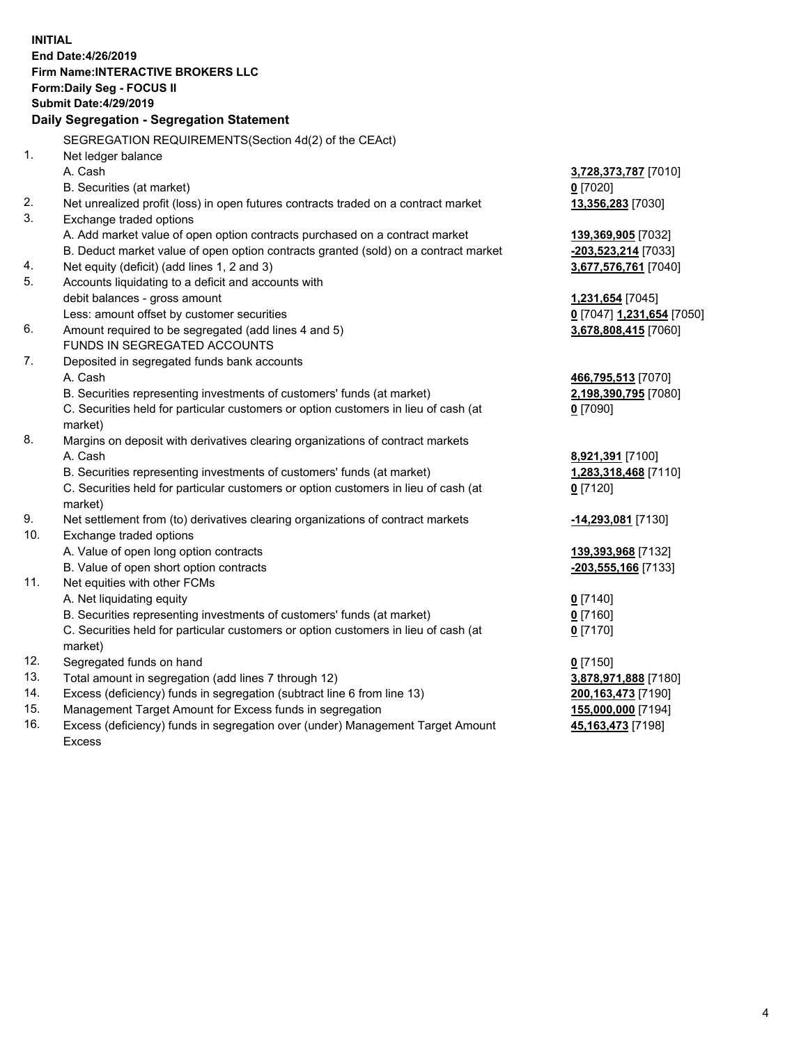**INITIAL**
**End Date:4/26/2019**
**Firm Name:INTERACTIVE BROKERS LLC**
**Form:Daily Seg - FOCUS II**
**Submit Date:4/29/2019**

### Daily Segregation - Segregation Statement

SEGREGATION REQUIREMENTS(Section 4d(2) of the CEAct)

| | | |
|---|---|---|
| 1. | Net ledger balance | |
| | A. Cash | **3,728,373,787** [7010] |
| | B. Securities (at market) | **0** [7020] |
| 2. | Net unrealized profit (loss) in open futures contracts traded on a contract market | **13,356,283** [7030] |
| 3. | Exchange traded options | |
| | A. Add market value of open option contracts purchased on a contract market | **139,369,905** [7032] |
| | B. Deduct market value of open option contracts granted (sold) on a contract market | **-203,523,214** [7033] |
| 4. | Net equity (deficit) (add lines 1, 2 and 3) | **3,677,576,761** [7040] |
| 5. | Accounts liquidating to a deficit and accounts with debit balances - gross amount | **1,231,654** [7045] |
| | Less: amount offset by customer securities | **0** [7047] **1,231,654** [7050] |
| 6. | Amount required to be segregated (add lines 4 and 5) | **3,678,808,415** [7060] |
| | FUNDS IN SEGREGATED ACCOUNTS | |
| 7. | Deposited in segregated funds bank accounts | |
| | A. Cash | **466,795,513** [7070] |
| | B. Securities representing investments of customers' funds (at market) | **2,198,390,795** [7080] |
| | C. Securities held for particular customers or option customers in lieu of cash (at market) | **0** [7090] |
| 8. | Margins on deposit with derivatives clearing organizations of contract markets | |
| | A. Cash | **8,921,391** [7100] |
| | B. Securities representing investments of customers' funds (at market) | **1,283,318,468** [7110] |
| | C. Securities held for particular customers or option customers in lieu of cash (at market) | **0** [7120] |
| 9. | Net settlement from (to) derivatives clearing organizations of contract markets | **-14,293,081** [7130] |
| 10. | Exchange traded options | |
| | A. Value of open long option contracts | **139,393,968** [7132] |
| | B. Value of open short option contracts | **-203,555,166** [7133] |
| 11. | Net equities with other FCMs | |
| | A. Net liquidating equity | **0** [7140] |
| | B. Securities representing investments of customers' funds (at market) | **0** [7160] |
| | C. Securities held for particular customers or option customers in lieu of cash (at market) | **0** [7170] |
| 12. | Segregated funds on hand | **0** [7150] |
| 13. | Total amount in segregation (add lines 7 through 12) | **3,878,971,888** [7180] |
| 14. | Excess (deficiency) funds in segregation (subtract line 6 from line 13) | **200,163,473** [7190] |
| 15. | Management Target Amount for Excess funds in segregation | **155,000,000** [7194] |
| 16. | Excess (deficiency) funds in segregation over (under) Management Target Amount Excess | **45,163,473** [7198] |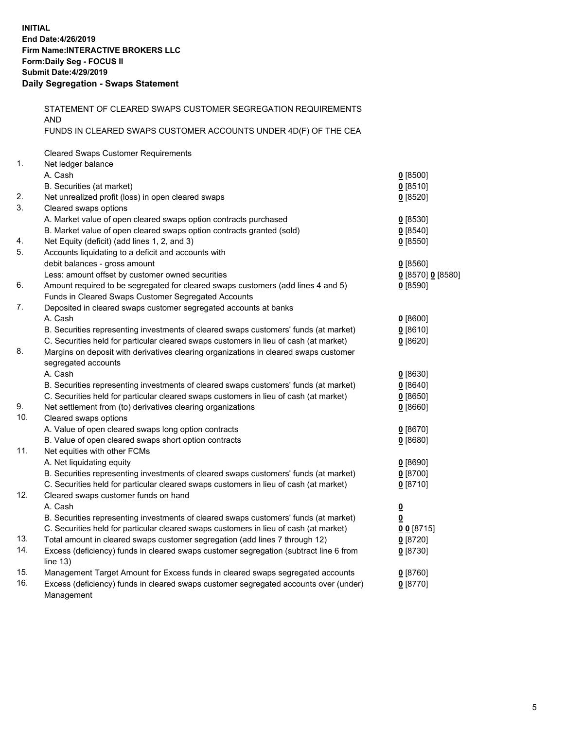**INITIAL**
**End Date:4/26/2019**
**Firm Name:INTERACTIVE BROKERS LLC**
**Form:Daily Seg - FOCUS II**
**Submit Date:4/29/2019**
**Daily Segregation - Swaps Statement**

STATEMENT OF CLEARED SWAPS CUSTOMER SEGREGATION REQUIREMENTS AND FUNDS IN CLEARED SWAPS CUSTOMER ACCOUNTS UNDER 4D(F) OF THE CEA

| | | |
|---|---|---|
| | Cleared Swaps Customer Requirements | |
| 1. | Net ledger balance | |
| | A. Cash | 0 [8500] |
| | B. Securities (at market) | 0 [8510] |
| 2. | Net unrealized profit (loss) in open cleared swaps | 0 [8520] |
| 3. | Cleared swaps options | |
| | A. Market value of open cleared swaps option contracts purchased | 0 [8530] |
| | B. Market value of open cleared swaps option contracts granted (sold) | 0 [8540] |
| 4. | Net Equity (deficit) (add lines 1, 2, and 3) | 0 [8550] |
| 5. | Accounts liquidating to a deficit and accounts with debit balances - gross amount | 0 [8560] |
| | Less: amount offset by customer owned securities | 0 [8570] 0 [8580] |
| 6. | Amount required to be segregated for cleared swaps customers (add lines 4 and 5) | 0 [8590] |
| | Funds in Cleared Swaps Customer Segregated Accounts | |
| 7. | Deposited in cleared swaps customer segregated accounts at banks | |
| | A. Cash | 0 [8600] |
| | B. Securities representing investments of cleared swaps customers' funds (at market) | 0 [8610] |
| | C. Securities held for particular cleared swaps customers in lieu of cash (at market) | 0 [8620] |
| 8. | Margins on deposit with derivatives clearing organizations in cleared swaps customer segregated accounts | |
| | A. Cash | 0 [8630] |
| | B. Securities representing investments of cleared swaps customers' funds (at market) | 0 [8640] |
| | C. Securities held for particular cleared swaps customers in lieu of cash (at market) | 0 [8650] |
| 9. | Net settlement from (to) derivatives clearing organizations | 0 [8660] |
| 10. | Cleared swaps options | |
| | A. Value of open cleared swaps long option contracts | 0 [8670] |
| | B. Value of open cleared swaps short option contracts | 0 [8680] |
| 11. | Net equities with other FCMs | |
| | A. Net liquidating equity | 0 [8690] |
| | B. Securities representing investments of cleared swaps customers' funds (at market) | 0 [8700] |
| | C. Securities held for particular cleared swaps customers in lieu of cash (at market) | 0 [8710] |
| 12. | Cleared swaps customer funds on hand | |
| | A. Cash | 0 |
| | B. Securities representing investments of cleared swaps customers' funds (at market) | 0 |
| | C. Securities held for particular cleared swaps customers in lieu of cash (at market) | 0 0 [8715] |
| 13. | Total amount in cleared swaps customer segregation (add lines 7 through 12) | 0 [8720] |
| 14. | Excess (deficiency) funds in cleared swaps customer segregation (subtract line 6 from line 13) | 0 [8730] |
| 15. | Management Target Amount for Excess funds in cleared swaps segregated accounts | 0 [8760] |
| 16. | Excess (deficiency) funds in cleared swaps customer segregated accounts over (under) Management | 0 [8770] |